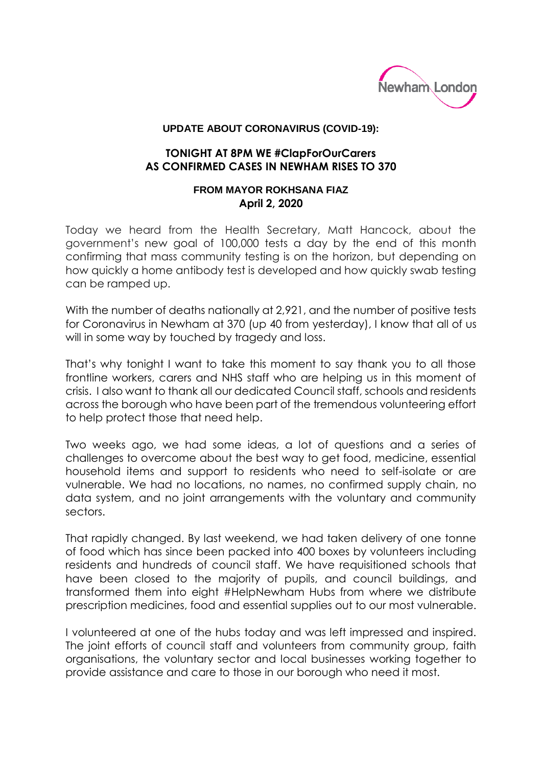Newham London

**UPDATE ABOUT CORONAVIRUS (COVID-19):**

## TONIGHT AT 8PM WE #ClapForOurCarers AS CONFIRMED CASES IN NEWHAM RISES TO 370

**FROM MAYOR ROKHSANA FIAZ**
**April 2, 2020**

Today we heard from the Health Secretary, Matt Hancock, about the government's new goal of 100,000 tests a day by the end of this month confirming that mass community testing is on the horizon, but depending on how quickly a home antibody test is developed and how quickly swab testing can be ramped up.

With the number of deaths nationally at 2,921, and the number of positive tests for Coronavirus in Newham at 370 (up 40 from yesterday), I know that all of us will in some way by touched by tragedy and loss.

That's why tonight I want to take this moment to say thank you to all those frontline workers, carers and NHS staff who are helping us in this moment of crisis. I also want to thank all our dedicated Council staff, schools and residents across the borough who have been part of the tremendous volunteering effort to help protect those that need help.

Two weeks ago, we had some ideas, a lot of questions and a series of challenges to overcome about the best way to get food, medicine, essential household items and support to residents who need to self-isolate or are vulnerable. We had no locations, no names, no confirmed supply chain, no data system, and no joint arrangements with the voluntary and community sectors.

That rapidly changed. By last weekend, we had taken delivery of one tonne of food which has since been packed into 400 boxes by volunteers including residents and hundreds of council staff. We have requisitioned schools that have been closed to the majority of pupils, and council buildings, and transformed them into eight #HelpNewham Hubs from where we distribute prescription medicines, food and essential supplies out to our most vulnerable.

I volunteered at one of the hubs today and was left impressed and inspired. The joint efforts of council staff and volunteers from community group, faith organisations, the voluntary sector and local businesses working together to provide assistance and care to those in our borough who need it most.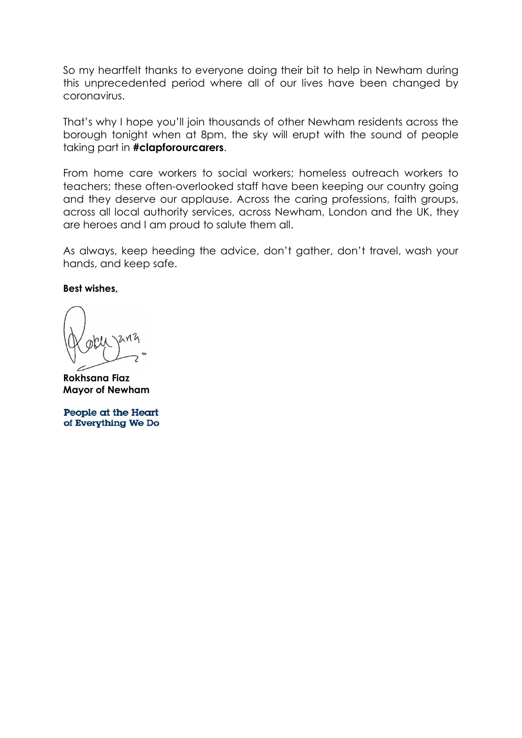So my heartfelt thanks to everyone doing their bit to help in Newham during this unprecedented period where all of our lives have been changed by coronavirus.

That's why I hope you'll join thousands of other Newham residents across the borough tonight when at 8pm, the sky will erupt with the sound of people taking part in **#clapforourcarers**.

From home care workers to social workers; homeless outreach workers to teachers; these often-overlooked staff have been keeping our country going and they deserve our applause. Across the caring professions, faith groups, across all local authority services, across Newham, London and the UK, they are heroes and I am proud to salute them all.

As always, keep heeding the advice, don't gather, don't travel, wash your hands, and keep safe.

**Best wishes,**

**Rokhsana Fiaz**
**Mayor of Newham**

**People at the Heart of Everything We Do**